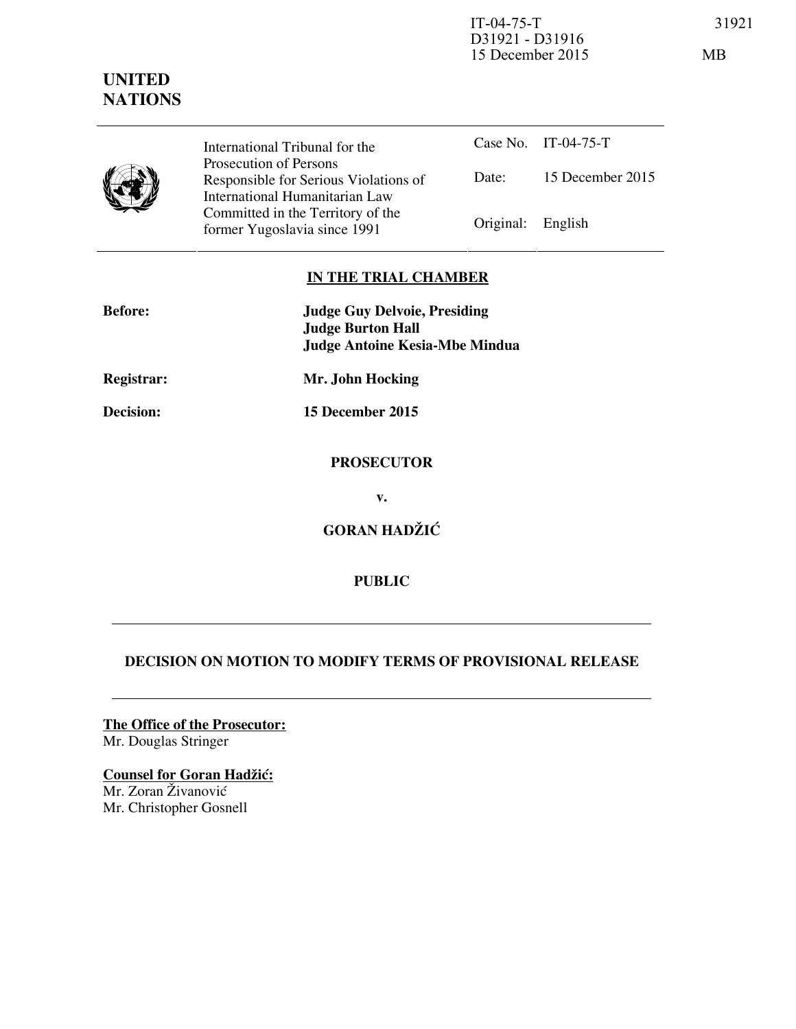IT-04-75-T
D31921 - D31916
15 December 2015

**UNITED NATIONS**

| International Tribunal for the Prosecution of Persons Responsible for Serious Violations of International Humanitarian Law Committed in the Territory of the former Yugoslavia since 1991 | Case No. | IT-04-75-T |
|---|---|---|
| | Date: | 15 December 2015 |
| | Original: | English |

**IN THE TRIAL CHAMBER**

**Before:** **Judge Guy Delvoie, Presiding**
**Judge Burton Hall**
**Judge Antoine Kesia-Mbe Mindua**

**Registrar:** **Mr. John Hocking**

**Decision:** **15 December 2015**

**PROSECUTOR**

**v.**

**GORAN HADŽIĆ**

**PUBLIC**

**DECISION ON MOTION TO MODIFY TERMS OF PROVISIONAL RELEASE**

**The Office of the Prosecutor:**
Mr. Douglas Stringer

**Counsel for Goran Hadžić:**
Mr. Zoran Živanović
Mr. Christopher Gosnell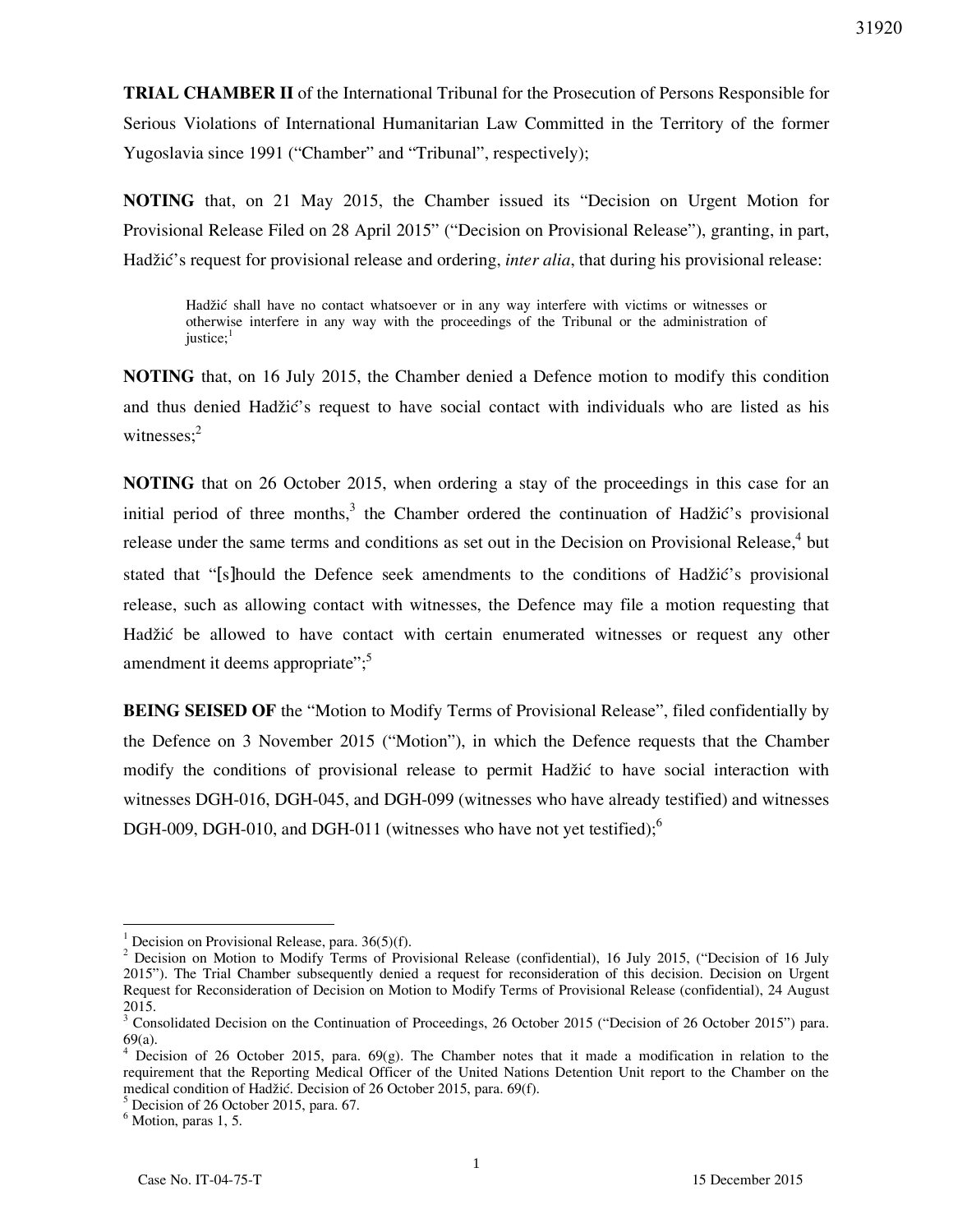**TRIAL CHAMBER II** of the International Tribunal for the Prosecution of Persons Responsible for Serious Violations of International Humanitarian Law Committed in the Territory of the former Yugoslavia since 1991 ("Chamber" and "Tribunal", respectively);

**NOTING** that, on 21 May 2015, the Chamber issued its "Decision on Urgent Motion for Provisional Release Filed on 28 April 2015" ("Decision on Provisional Release"), granting, in part, Hadžić's request for provisional release and ordering, *inter alia*, that during his provisional release:

> Hadžić shall have no contact whatsoever or in any way interfere with victims or witnesses or otherwise interfere in any way with the proceedings of the Tribunal or the administration of justice;[1]

**NOTING** that, on 16 July 2015, the Chamber denied a Defence motion to modify this condition and thus denied Hadžić's request to have social contact with individuals who are listed as his witnesses;[2]

**NOTING** that on 26 October 2015, when ordering a stay of the proceedings in this case for an initial period of three months,[3] the Chamber ordered the continuation of Hadžić's provisional release under the same terms and conditions as set out in the Decision on Provisional Release,[4] but stated that "[s]hould the Defence seek amendments to the conditions of Hadžić's provisional release, such as allowing contact with witnesses, the Defence may file a motion requesting that Hadžić be allowed to have contact with certain enumerated witnesses or request any other amendment it deems appropriate";[5]

**BEING SEISED OF** the "Motion to Modify Terms of Provisional Release", filed confidentially by the Defence on 3 November 2015 ("Motion"), in which the Defence requests that the Chamber modify the conditions of provisional release to permit Hadžić to have social interaction with witnesses DGH-016, DGH-045, and DGH-099 (witnesses who have already testified) and witnesses DGH-009, DGH-010, and DGH-011 (witnesses who have not yet testified);[6]

---

[1] Decision on Provisional Release, para. 36(5)(f).

[2] Decision on Motion to Modify Terms of Provisional Release (confidential), 16 July 2015, ("Decision of 16 July 2015"). The Trial Chamber subsequently denied a request for reconsideration of this decision. Decision on Urgent Request for Reconsideration of Decision on Motion to Modify Terms of Provisional Release (confidential), 24 August 2015.

[3] Consolidated Decision on the Continuation of Proceedings, 26 October 2015 ("Decision of 26 October 2015") para. 69(a).

[4] Decision of 26 October 2015, para. 69(g). The Chamber notes that it made a modification in relation to the requirement that the Reporting Medical Officer of the United Nations Detention Unit report to the Chamber on the medical condition of Hadžić. Decision of 26 October 2015, para. 69(f).

[5] Decision of 26 October 2015, para. 67.

[6] Motion, paras 1, 5.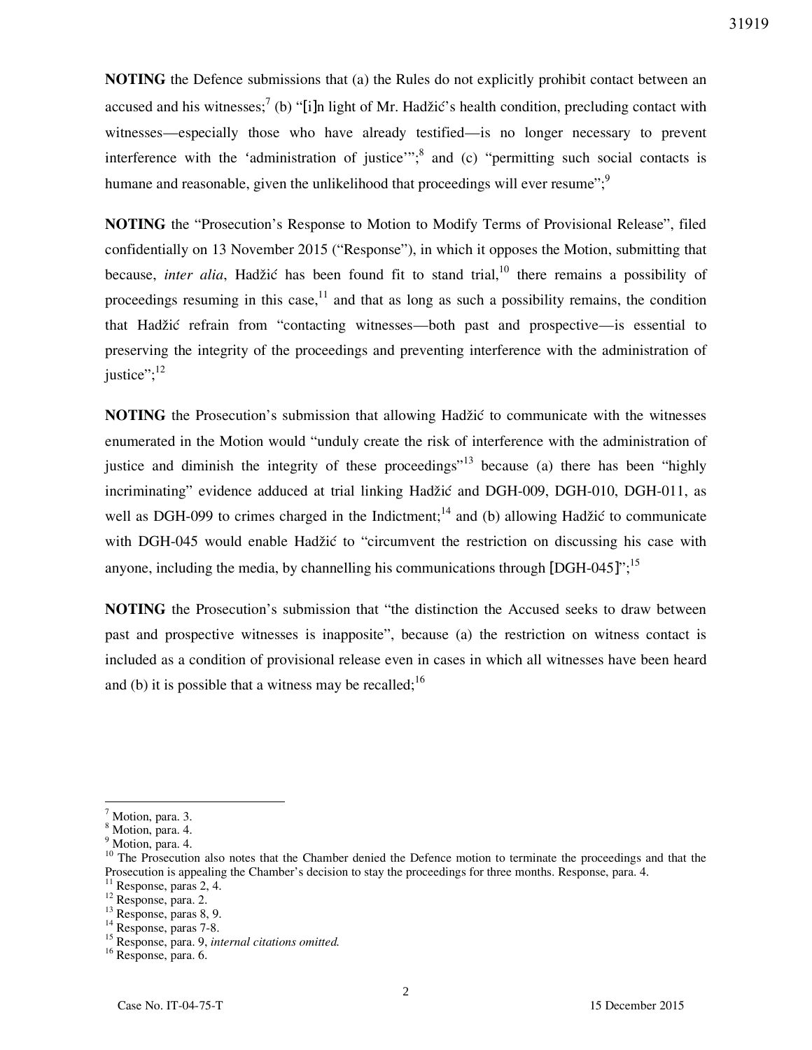**NOTING** the Defence submissions that (a) the Rules do not explicitly prohibit contact between an accused and his witnesses;[7] (b) "[i]n light of Mr. Hadžić's health condition, precluding contact with witnesses—especially those who have already testified—is no longer necessary to prevent interference with the 'administration of justice'";[8] and (c) "permitting such social contacts is humane and reasonable, given the unlikelihood that proceedings will ever resume";[9]

**NOTING** the "Prosecution's Response to Motion to Modify Terms of Provisional Release", filed confidentially on 13 November 2015 ("Response"), in which it opposes the Motion, submitting that because, *inter alia*, Hadžić has been found fit to stand trial,[10] there remains a possibility of proceedings resuming in this case,[11] and that as long as such a possibility remains, the condition that Hadžić refrain from "contacting witnesses—both past and prospective—is essential to preserving the integrity of the proceedings and preventing interference with the administration of justice";[12]

**NOTING** the Prosecution's submission that allowing Hadžić to communicate with the witnesses enumerated in the Motion would "unduly create the risk of interference with the administration of justice and diminish the integrity of these proceedings"[13] because (a) there has been "highly incriminating" evidence adduced at trial linking Hadžić and DGH-009, DGH-010, DGH-011, as well as DGH-099 to crimes charged in the Indictment;[14] and (b) allowing Hadžić to communicate with DGH-045 would enable Hadžić to "circumvent the restriction on discussing his case with anyone, including the media, by channelling his communications through [DGH-045]";[15]

**NOTING** the Prosecution's submission that "the distinction the Accused seeks to draw between past and prospective witnesses is inapposite", because (a) the restriction on witness contact is included as a condition of provisional release even in cases in which all witnesses have been heard and (b) it is possible that a witness may be recalled;[16]

---

[7] Motion, para. 3.
[8] Motion, para. 4.
[9] Motion, para. 4.
[10] The Prosecution also notes that the Chamber denied the Defence motion to terminate the proceedings and that the Prosecution is appealing the Chamber's decision to stay the proceedings for three months. Response, para. 4.
[11] Response, paras 2, 4.
[12] Response, para. 2.
[13] Response, paras 8, 9.
[14] Response, paras 7-8.
[15] Response, para. 9, *internal citations omitted.*
[16] Response, para. 6.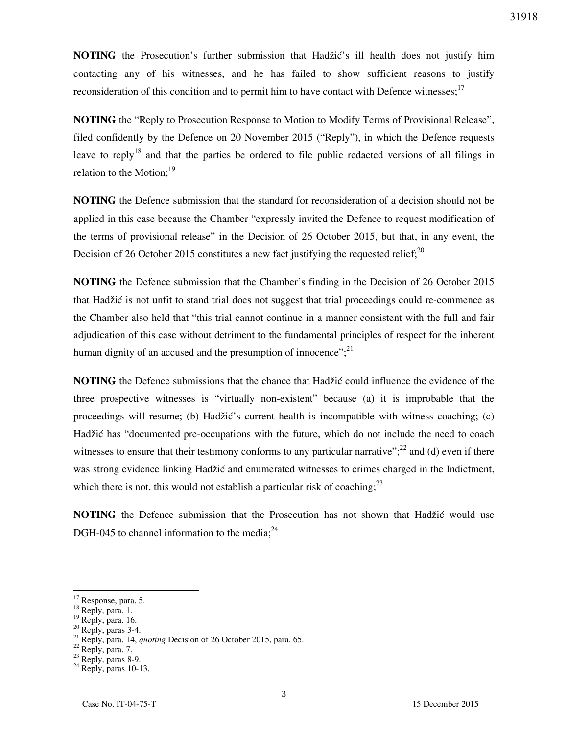**NOTING** the Prosecution's further submission that Hadžić's ill health does not justify him contacting any of his witnesses, and he has failed to show sufficient reasons to justify reconsideration of this condition and to permit him to have contact with Defence witnesses;[17]

**NOTING** the "Reply to Prosecution Response to Motion to Modify Terms of Provisional Release", filed confidently by the Defence on 20 November 2015 ("Reply"), in which the Defence requests leave to reply[18] and that the parties be ordered to file public redacted versions of all filings in relation to the Motion;[19]

**NOTING** the Defence submission that the standard for reconsideration of a decision should not be applied in this case because the Chamber "expressly invited the Defence to request modification of the terms of provisional release" in the Decision of 26 October 2015, but that, in any event, the Decision of 26 October 2015 constitutes a new fact justifying the requested relief;[20]

**NOTING** the Defence submission that the Chamber's finding in the Decision of 26 October 2015 that Hadžić is not unfit to stand trial does not suggest that trial proceedings could re-commence as the Chamber also held that "this trial cannot continue in a manner consistent with the full and fair adjudication of this case without detriment to the fundamental principles of respect for the inherent human dignity of an accused and the presumption of innocence";[21]

**NOTING** the Defence submissions that the chance that Hadžić could influence the evidence of the three prospective witnesses is "virtually non-existent" because (a) it is improbable that the proceedings will resume; (b) Hadžić's current health is incompatible with witness coaching; (c) Hadžić has "documented pre-occupations with the future, which do not include the need to coach witnesses to ensure that their testimony conforms to any particular narrative";[22] and (d) even if there was strong evidence linking Hadžić and enumerated witnesses to crimes charged in the Indictment, which there is not, this would not establish a particular risk of coaching;[23]

**NOTING** the Defence submission that the Prosecution has not shown that Hadžić would use DGH-045 to channel information to the media;[24]

---

[17] Response, para. 5.
[18] Reply, para. 1.
[19] Reply, para. 16.
[20] Reply, paras 3-4.
[21] Reply, para. 14, *quoting* Decision of 26 October 2015, para. 65.
[22] Reply, para. 7.
[23] Reply, paras 8-9.
[24] Reply, paras 10-13.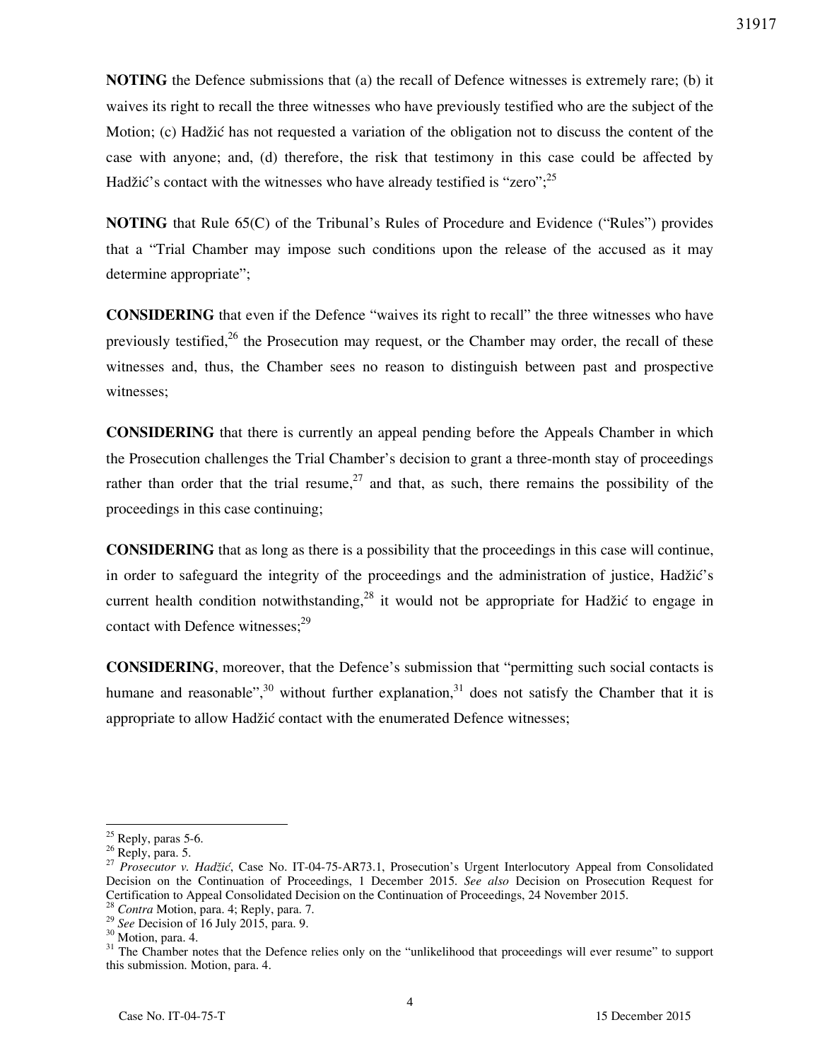**NOTING** the Defence submissions that (a) the recall of Defence witnesses is extremely rare; (b) it waives its right to recall the three witnesses who have previously testified who are the subject of the Motion; (c) Hadžić has not requested a variation of the obligation not to discuss the content of the case with anyone; and, (d) therefore, the risk that testimony in this case could be affected by Hadžić's contact with the witnesses who have already testified is "zero";[25]

**NOTING** that Rule 65(C) of the Tribunal's Rules of Procedure and Evidence ("Rules") provides that a "Trial Chamber may impose such conditions upon the release of the accused as it may determine appropriate";

**CONSIDERING** that even if the Defence "waives its right to recall" the three witnesses who have previously testified,[26] the Prosecution may request, or the Chamber may order, the recall of these witnesses and, thus, the Chamber sees no reason to distinguish between past and prospective witnesses;

**CONSIDERING** that there is currently an appeal pending before the Appeals Chamber in which the Prosecution challenges the Trial Chamber's decision to grant a three-month stay of proceedings rather than order that the trial resume,[27] and that, as such, there remains the possibility of the proceedings in this case continuing;

**CONSIDERING** that as long as there is a possibility that the proceedings in this case will continue, in order to safeguard the integrity of the proceedings and the administration of justice, Hadžić's current health condition notwithstanding,[28] it would not be appropriate for Hadžić to engage in contact with Defence witnesses;[29]

**CONSIDERING**, moreover, that the Defence's submission that "permitting such social contacts is humane and reasonable",[30] without further explanation,[31] does not satisfy the Chamber that it is appropriate to allow Hadžić contact with the enumerated Defence witnesses;

---

[25] Reply, paras 5-6.

[26] Reply, para. 5.

[27] *Prosecutor v. Hadžić*, Case No. IT-04-75-AR73.1, Prosecution's Urgent Interlocutory Appeal from Consolidated Decision on the Continuation of Proceedings, 1 December 2015. *See also* Decision on Prosecution Request for Certification to Appeal Consolidated Decision on the Continuation of Proceedings, 24 November 2015.

[28] *Contra* Motion, para. 4; Reply, para. 7.

[29] *See* Decision of 16 July 2015, para. 9.

[30] Motion, para. 4.

[31] The Chamber notes that the Defence relies only on the "unlikelihood that proceedings will ever resume" to support this submission. Motion, para. 4.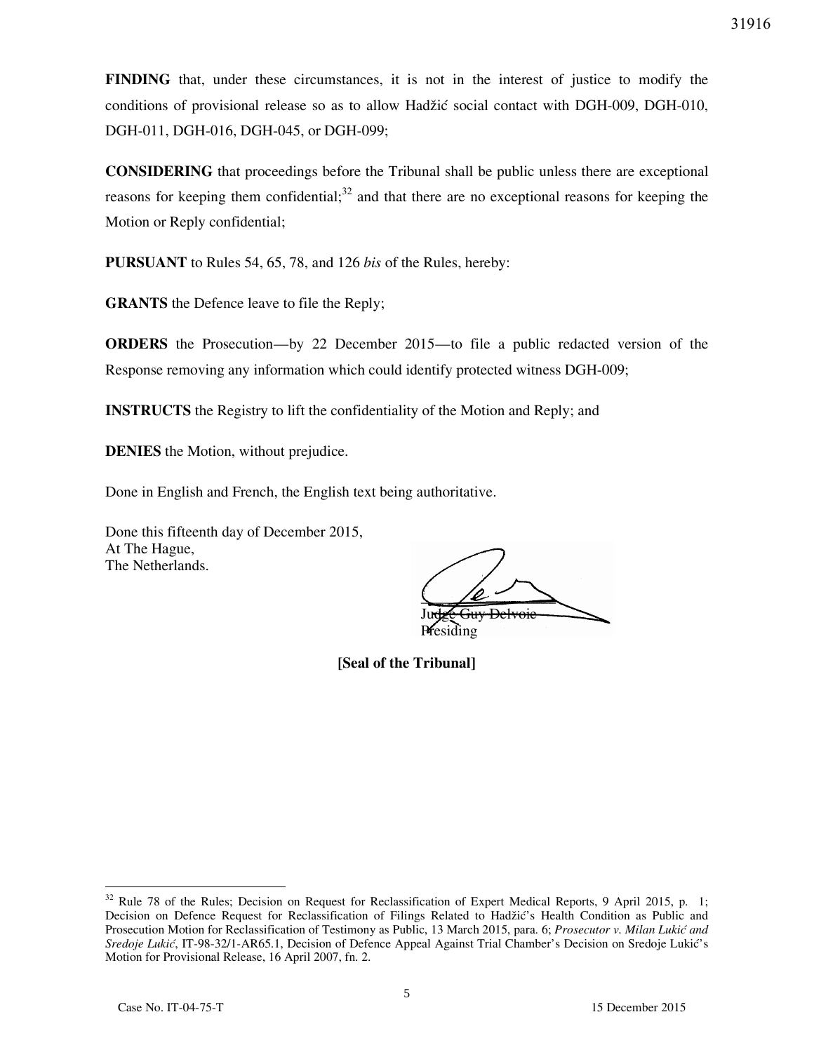**FINDING** that, under these circumstances, it is not in the interest of justice to modify the conditions of provisional release so as to allow Hadžić social contact with DGH-009, DGH-010, DGH-011, DGH-016, DGH-045, or DGH-099;

**CONSIDERING** that proceedings before the Tribunal shall be public unless there are exceptional reasons for keeping them confidential;[32] and that there are no exceptional reasons for keeping the Motion or Reply confidential;

**PURSUANT** to Rules 54, 65, 78, and 126 *bis* of the Rules, hereby:

**GRANTS** the Defence leave to file the Reply;

**ORDERS** the Prosecution—by 22 December 2015—to file a public redacted version of the Response removing any information which could identify protected witness DGH-009;

**INSTRUCTS** the Registry to lift the confidentiality of the Motion and Reply; and

**DENIES** the Motion, without prejudice.

Done in English and French, the English text being authoritative.

Done this fifteenth day of December 2015,
At The Hague,
The Netherlands.

Judge Guy Delvoie
Presiding

**[Seal of the Tribunal]**

---

[32] Rule 78 of the Rules; Decision on Request for Reclassification of Expert Medical Reports, 9 April 2015, p. 1; Decision on Defence Request for Reclassification of Filings Related to Hadžić's Health Condition as Public and Prosecution Motion for Reclassification of Testimony as Public, 13 March 2015, para. 6; *Prosecutor v. Milan Lukić and Sredoje Lukić*, IT-98-32/1-AR65.1, Decision of Defence Appeal Against Trial Chamber's Decision on Sredoje Lukić's Motion for Provisional Release, 16 April 2007, fn. 2.